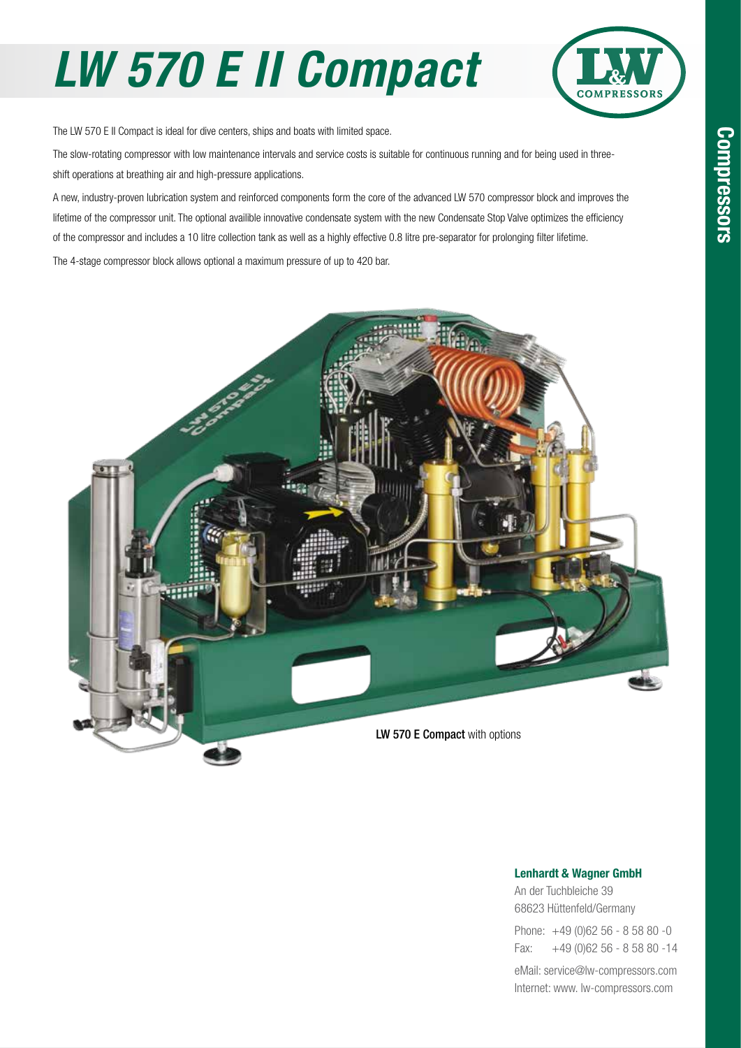# LW 570 E II Compact

The LW 570 E II Compact is ideal for dive centers, ships and boats with limited space.

The slow-rotating compressor with low maintenance intervals and service costs is suitable for continuous running and for being used in three-shift operations at breathing air and high-pressure applications.

A new, industry-proven lubrication system and reinforced components form the core of the advanced LW 570 compressor block and improves the lifetime of the compressor unit. The optional availible innovative condensate system with the new Condensate Stop Valve optimizes the efficiency of the compressor and includes a 10 litre collection tank as well as a highly effective 0.8 litre pre-separator for prolonging filter lifetime.

The 4-stage compressor block allows optional a maximum pressure of up to 420 bar.

**LW 570 E Compact** with options

**Lenhardt & Wagner GmbH**
An der Tuchbleiche 39
68623 Hüttenfeld/Germany

Phone: +49 (0)62 56 - 8 58 80 -0
Fax: +49 (0)62 56 - 8 58 80 -14

eMail: service@lw-compressors.com
Internet: www. lw-compressors.com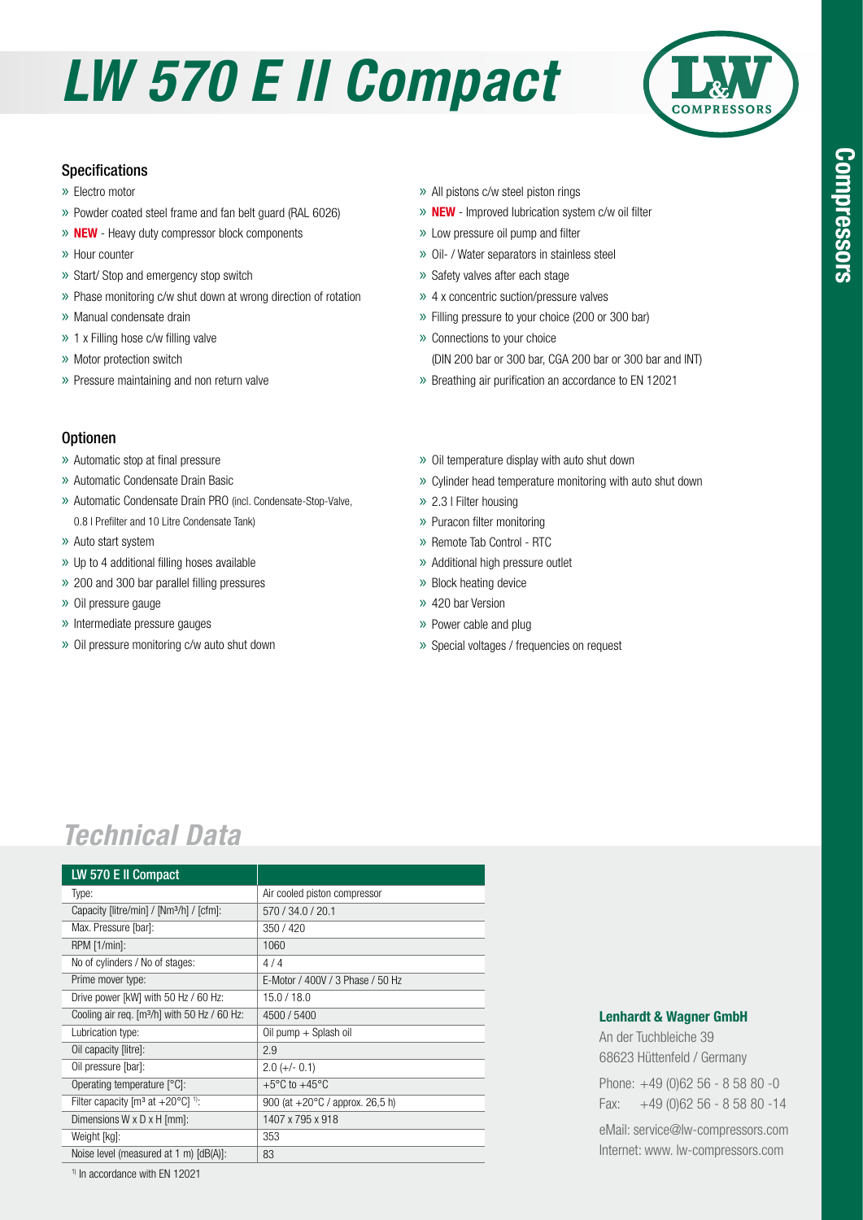# LW 570 E II Compact

Compressors

## Specifications

- Electro motor
- Powder coated steel frame and fan belt guard (RAL 6026)
- **NEW** - Heavy duty compressor block components
- Hour counter
- Start/ Stop and emergency stop switch
- Phase monitoring c/w shut down at wrong direction of rotation
- Manual condensate drain
- 1 x Filling hose c/w filling valve
- Motor protection switch
- Pressure maintaining and non return valve
- All pistons c/w steel piston rings
- **NEW** - Improved lubrication system c/w oil filter
- Low pressure oil pump and filter
- Oil- / Water separators in stainless steel
- Safety valves after each stage
- 4 x concentric suction/pressure valves
- Filling pressure to your choice (200 or 300 bar)
- Connections to your choice (DIN 200 bar or 300 bar, CGA 200 bar or 300 bar and INT)
- Breathing air purification an accordance to EN 12021

## Optionen

- Automatic stop at final pressure
- Automatic Condensate Drain Basic
- Automatic Condensate Drain PRO (incl. Condensate-Stop-Valve, 0.8 l Prefilter and 10 Litre Condensate Tank)
- Auto start system
- Up to 4 additional filling hoses available
- 200 and 300 bar parallel filling pressures
- Oil pressure gauge
- Intermediate pressure gauges
- Oil pressure monitoring c/w auto shut down
- Oil temperature display with auto shut down
- Cylinder head temperature monitoring with auto shut down
- 2.3 l Filter housing
- Puracon filter monitoring
- Remote Tab Control - RTC
- Additional high pressure outlet
- Block heating device
- 420 bar Version
- Power cable and plug
- Special voltages / frequencies on request

## Technical Data

| LW 570 E II Compact | |
|---|---|
| Type: | Air cooled piston compressor |
| Capacity [litre/min] / [Nm³/h] / [cfm]: | 570 / 34.0 / 20.1 |
| Max. Pressure [bar]: | 350 / 420 |
| RPM [1/min]: | 1060 |
| No of cylinders / No of stages: | 4 / 4 |
| Prime mover type: | E-Motor / 400V / 3 Phase / 50 Hz |
| Drive power [kW] with 50 Hz / 60 Hz: | 15.0 / 18.0 |
| Cooling air req. [m³/h] with 50 Hz / 60 Hz: | 4500 / 5400 |
| Lubrication type: | Oil pump + Splash oil |
| Oil capacity [litre]: | 2.9 |
| Oil pressure [bar]: | 2.0 (+/- 0.1) |
| Operating temperature [°C]: | +5°C to +45°C |
| Filter capacity [m³ at +20°C] [1]: | 900 (at +20°C / approx. 26,5 h) |
| Dimensions W x D x H [mm]: | 1407 x 795 x 918 |
| Weight [kg]: | 353 |
| Noise level (measured at 1 m) [dB(A)]: | 83 |

[1] In accordance with EN 12021

**Lenhardt & Wagner GmbH**

An der Tuchbleiche 39
68623 Hüttenfeld / Germany

Phone: +49 (0)62 56 - 8 58 80 -0
Fax: +49 (0)62 56 - 8 58 80 -14

eMail: service@lw-compressors.com
Internet: www. lw-compressors.com